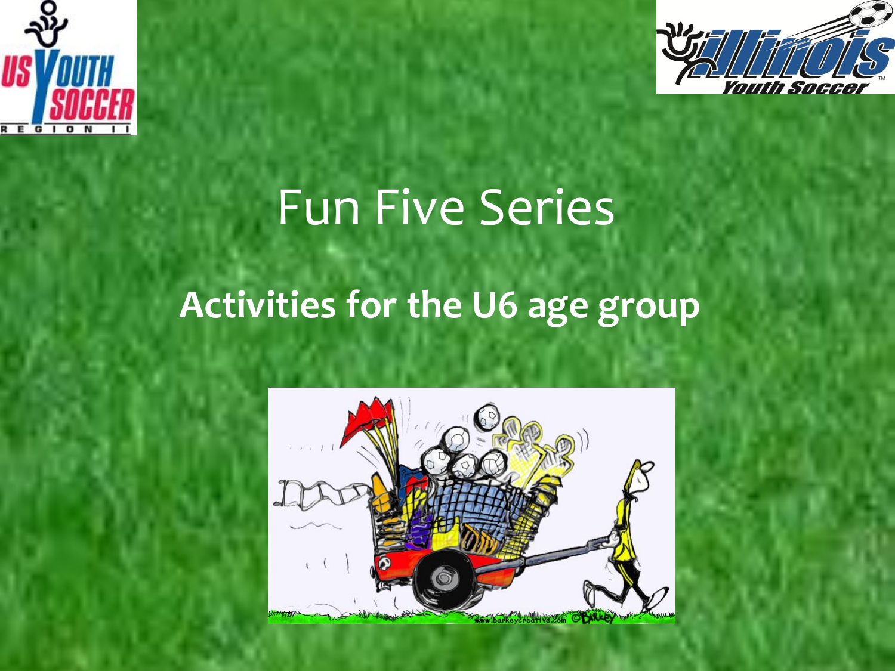# Fun Five Series

## Activities for the U6 age group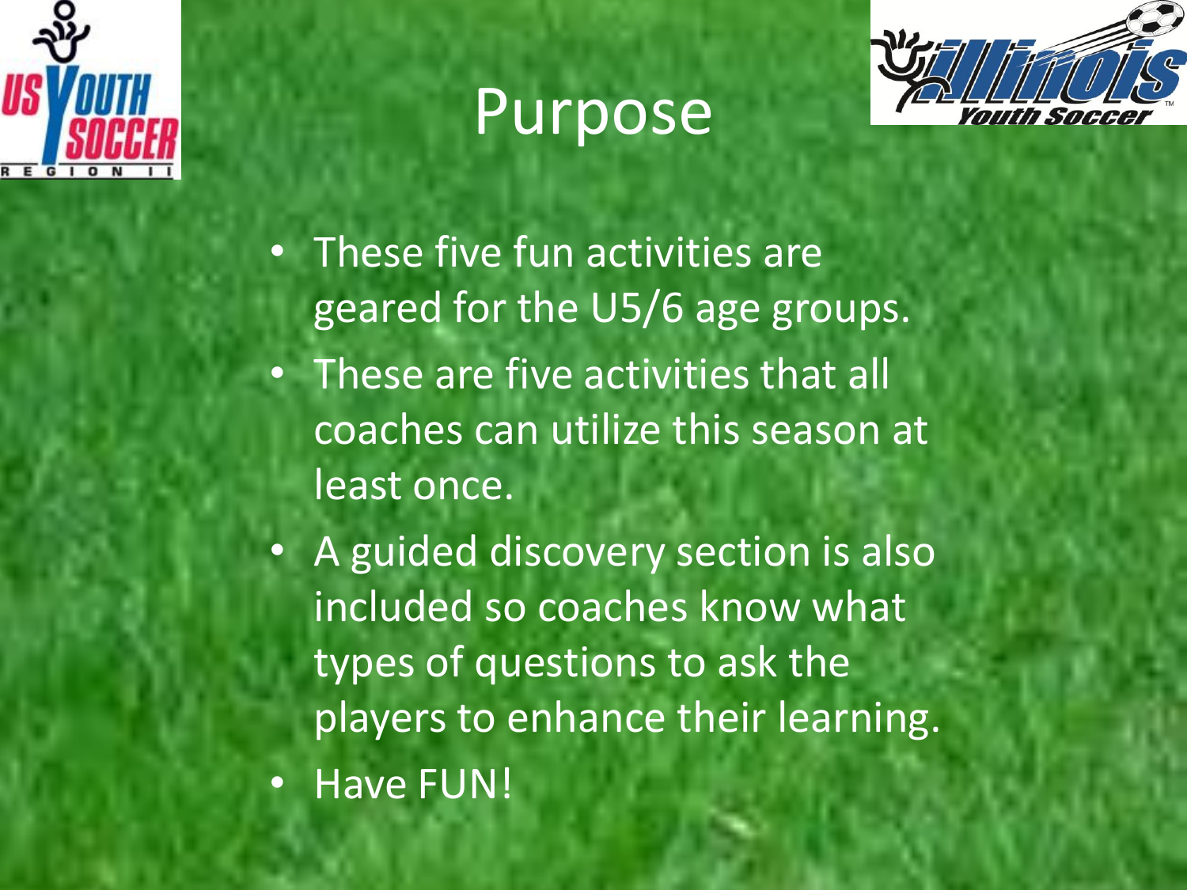# Purpose

- These five fun activities are geared for the U5/6 age groups.
- These are five activities that all coaches can utilize this season at least once.
- A guided discovery section is also included so coaches know what types of questions to ask the players to enhance their learning.
- Have FUN!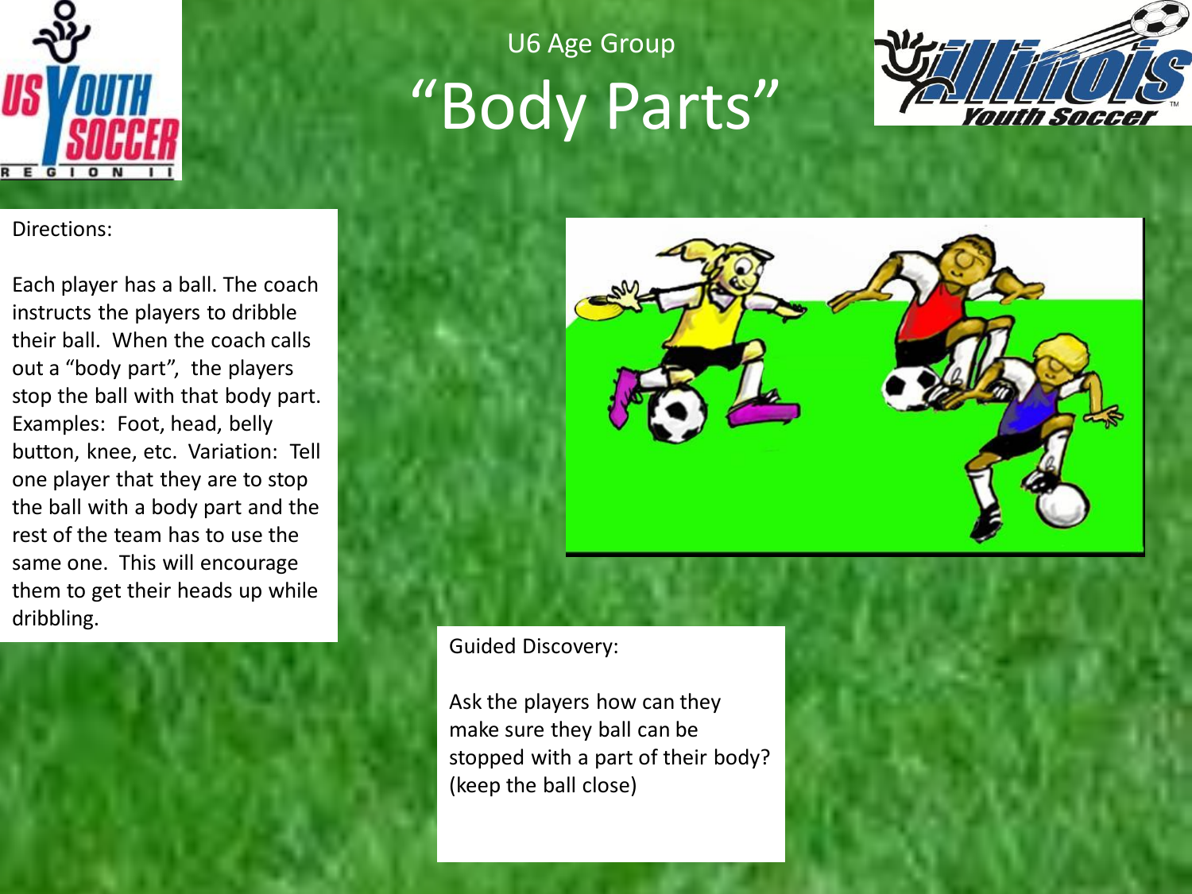U6 Age Group

# "Body Parts"

Directions:

Each player has a ball. The coach instructs the players to dribble their ball. When the coach calls out a "body part", the players stop the ball with that body part. Examples: Foot, head, belly button, knee, etc. Variation: Tell one player that they are to stop the ball with a body part and the rest of the team has to use the same one. This will encourage them to get their heads up while dribbling.

Guided Discovery:

Ask the players how can they make sure they ball can be stopped with a part of their body? (keep the ball close)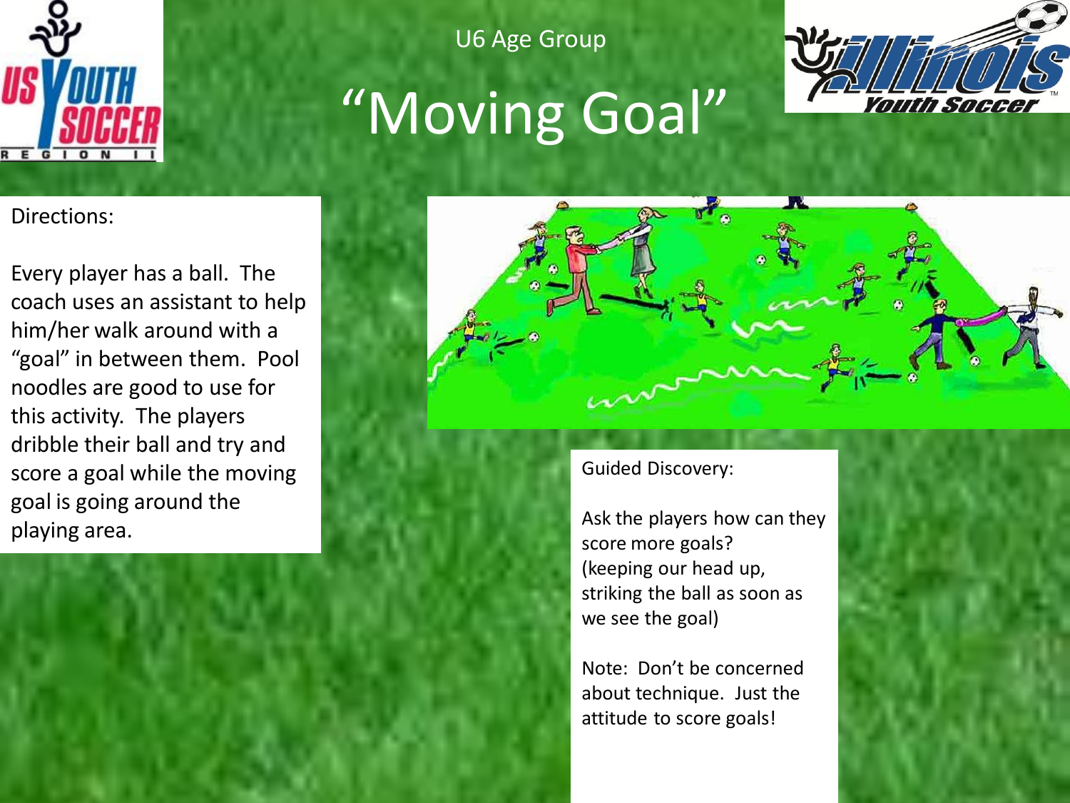U6 Age Group

# "Moving Goal"

Directions:

Every player has a ball. The coach uses an assistant to help him/her walk around with a "goal" in between them. Pool noodles are good to use for this activity. The players dribble their ball and try and score a goal while the moving goal is going around the playing area.

Guided Discovery:

Ask the players how can they score more goals? (keeping our head up, striking the ball as soon as we see the goal)

Note: Don't be concerned about technique. Just the attitude to score goals!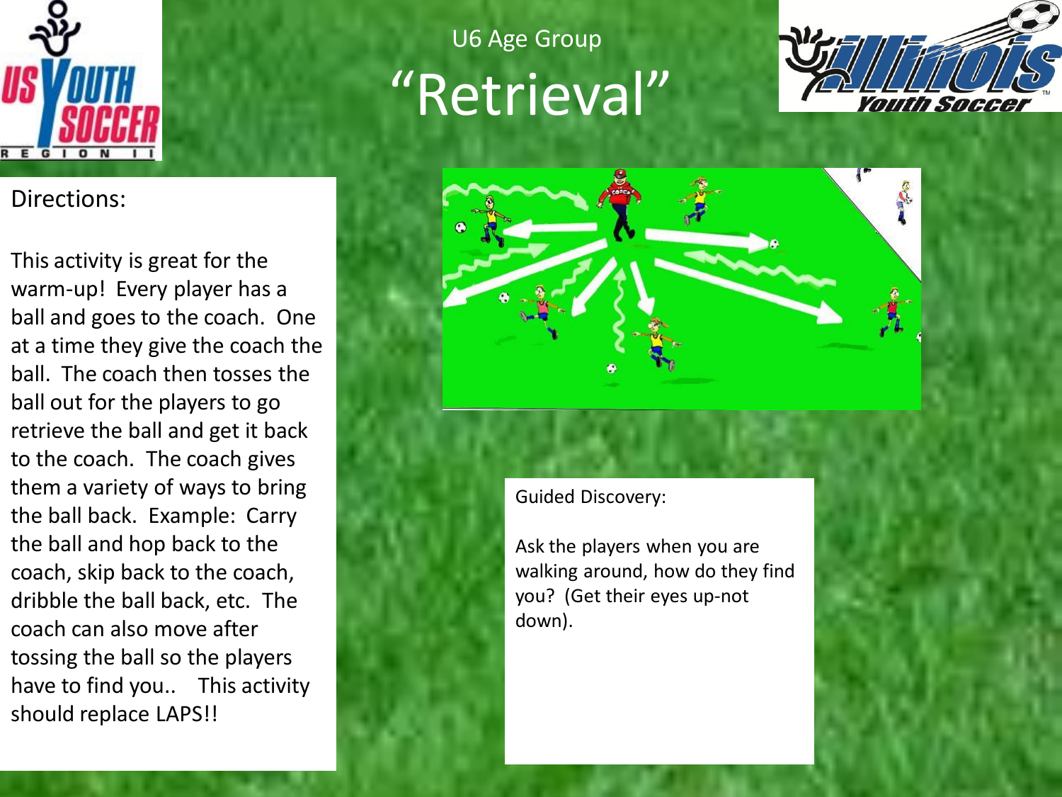U6 Age Group

# "Retrieval"

Directions:

This activity is great for the warm-up! Every player has a ball and goes to the coach. One at a time they give the coach the ball. The coach then tosses the ball out for the players to go retrieve the ball and get it back to the coach. The coach gives them a variety of ways to bring the ball back. Example: Carry the ball and hop back to the coach, skip back to the coach, dribble the ball back, etc. The coach can also move after tossing the ball so the players have to find you.. This activity should replace LAPS!!

Guided Discovery:

Ask the players when you are walking around, how do they find you? (Get their eyes up-not down).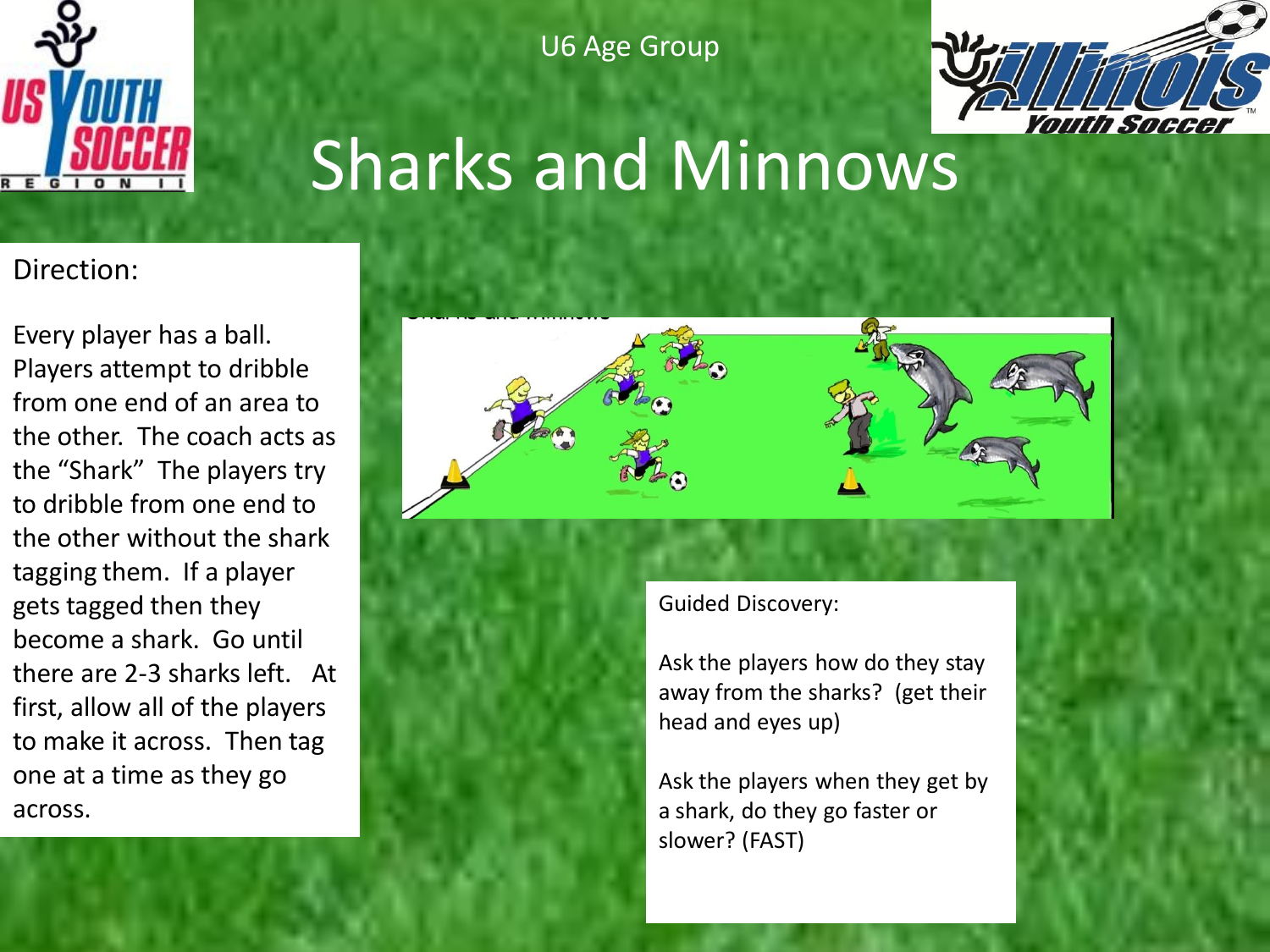U6 Age Group

# Sharks and Minnows

Direction:

Every player has a ball. Players attempt to dribble from one end of an area to the other. The coach acts as the "Shark" The players try to dribble from one end to the other without the shark tagging them. If a player gets tagged then they become a shark. Go until there are 2-3 sharks left. At first, allow all of the players to make it across. Then tag one at a time as they go across.

Guided Discovery:

Ask the players how do they stay away from the sharks? (get their head and eyes up)

Ask the players when they get by a shark, do they go faster or slower? (FAST)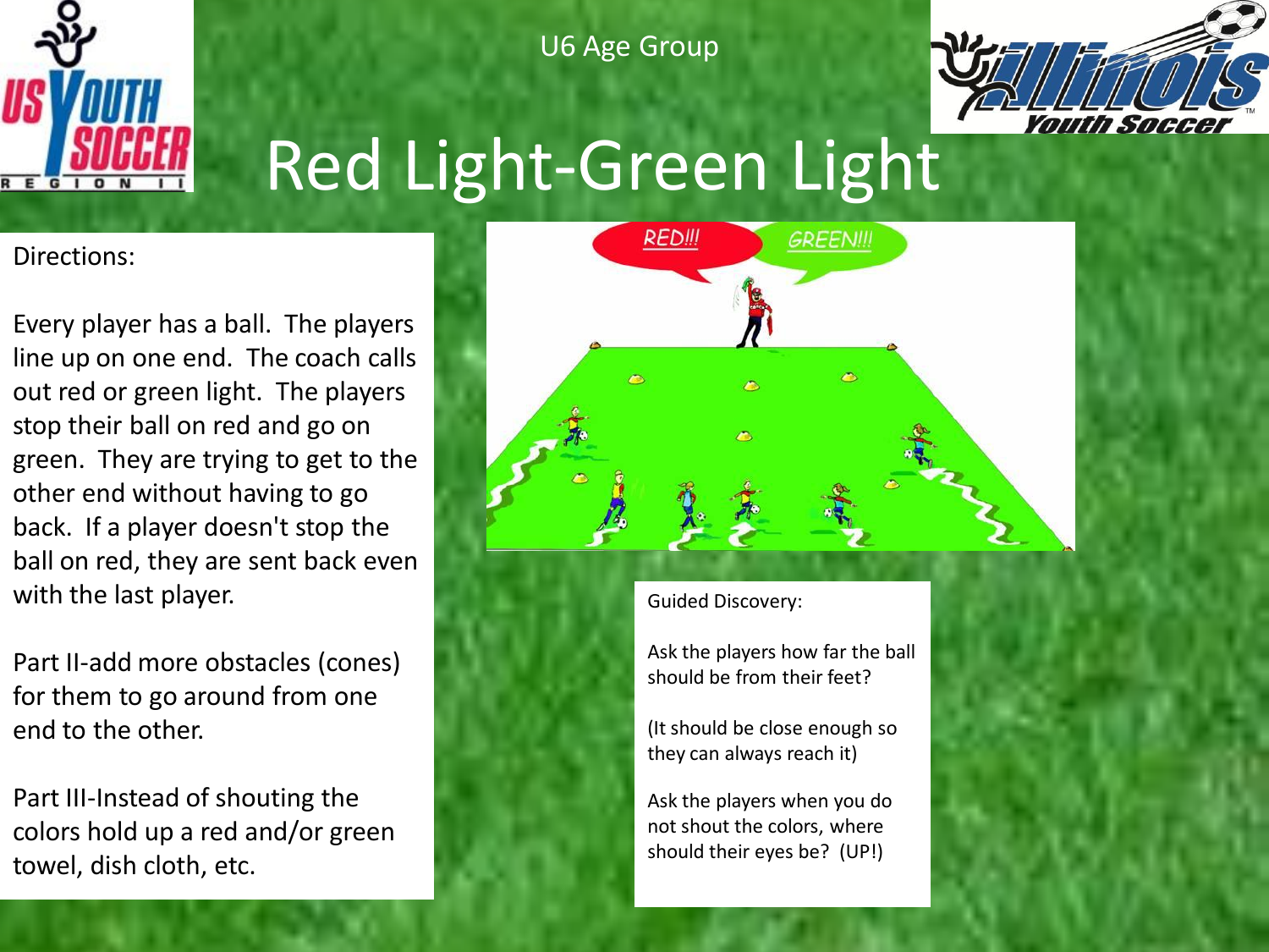U6 Age Group

# Red Light-Green Light

Directions:

Every player has a ball. The players line up on one end. The coach calls out red or green light. The players stop their ball on red and go on green. They are trying to get to the other end without having to go back. If a player doesn't stop the ball on red, they are sent back even with the last player.

Part II-add more obstacles (cones) for them to go around from one end to the other.

Part III-Instead of shouting the colors hold up a red and/or green towel, dish cloth, etc.

Guided Discovery:

Ask the players how far the ball should be from their feet?

(It should be close enough so they can always reach it)

Ask the players when you do not shout the colors, where should their eyes be? (UP!)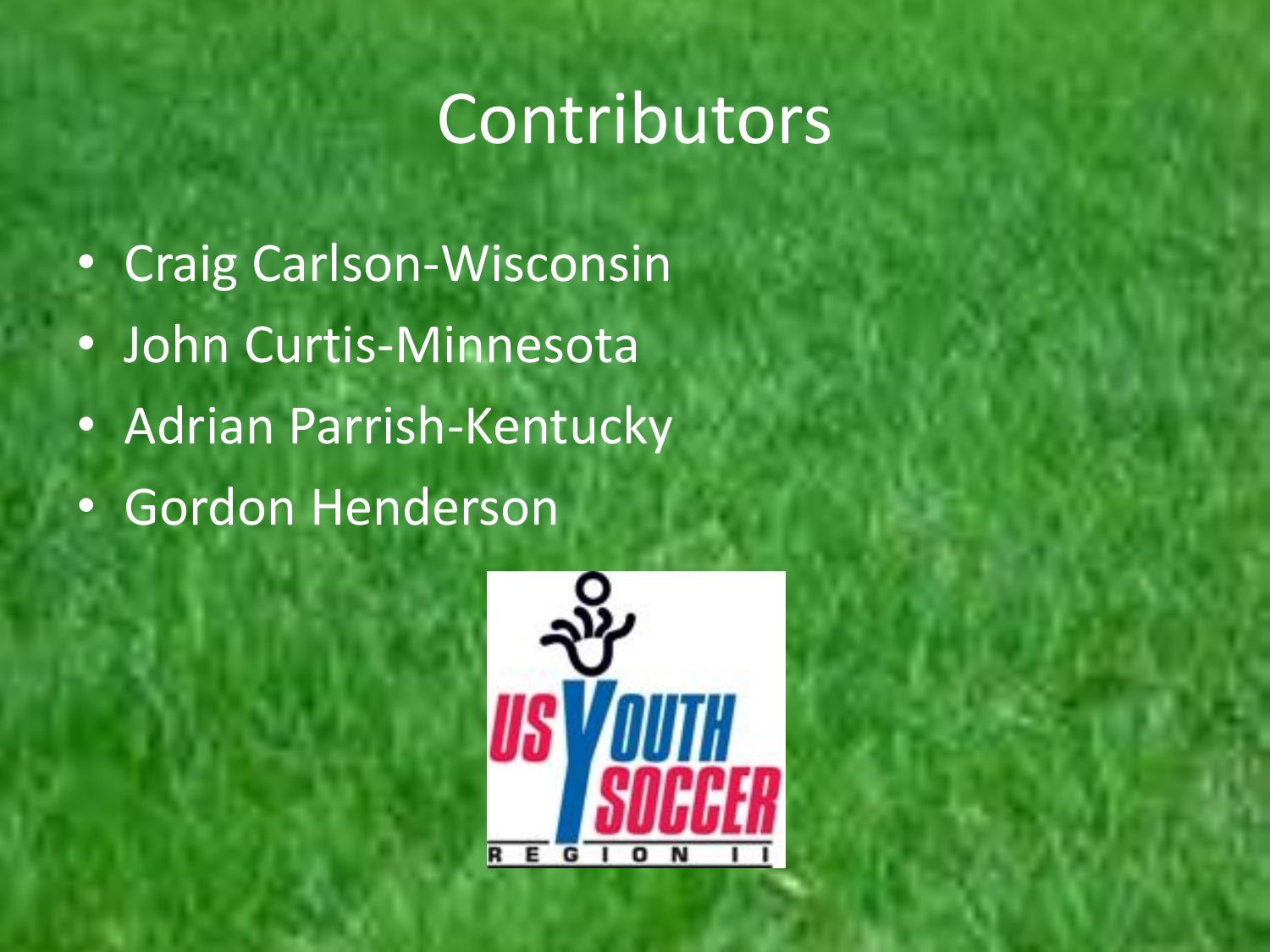# Contributors

- Craig Carlson-Wisconsin
- John Curtis-Minnesota
- Adrian Parrish-Kentucky
- Gordon Henderson